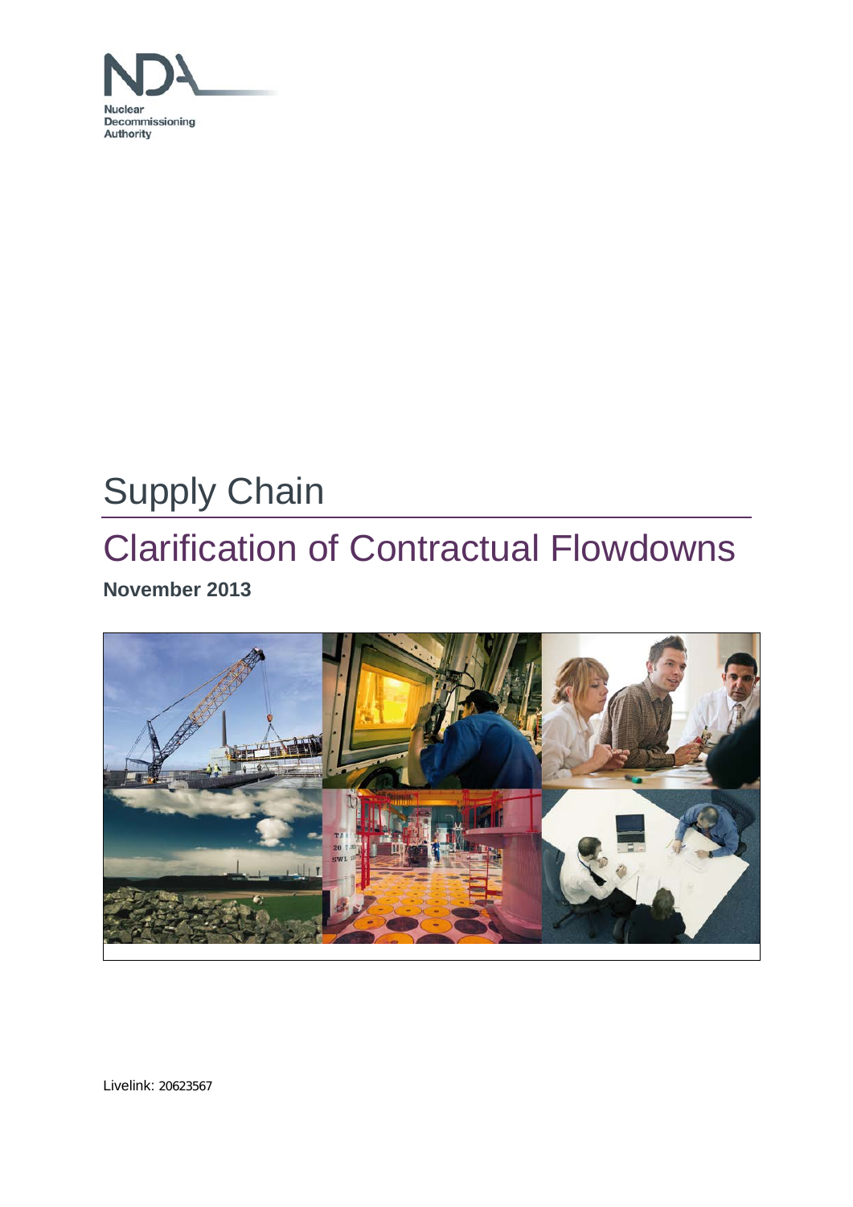Nuclear Decommissioning Authority

# Supply Chain

## Clarification of Contractual Flowdowns

**November 2013**

Livelink: 20623567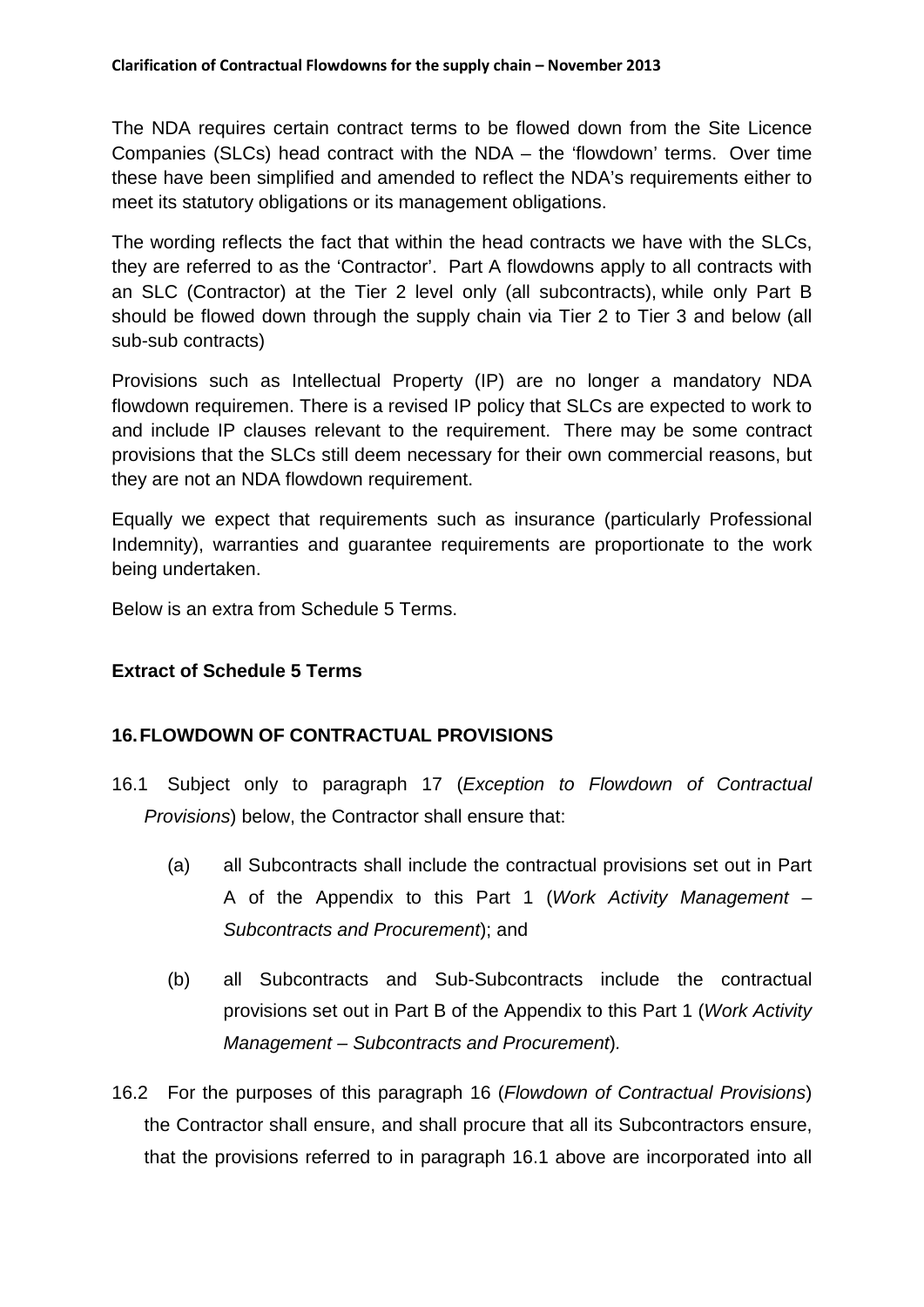The NDA requires certain contract terms to be flowed down from the Site Licence Companies (SLCs) head contract with the NDA – the 'flowdown' terms. Over time these have been simplified and amended to reflect the NDA's requirements either to meet its statutory obligations or its management obligations.

The wording reflects the fact that within the head contracts we have with the SLCs, they are referred to as the 'Contractor'. Part A flowdowns apply to all contracts with an SLC (Contractor) at the Tier 2 level only (all subcontracts), while only Part B should be flowed down through the supply chain via Tier 2 to Tier 3 and below (all sub-sub contracts)

Provisions such as Intellectual Property (IP) are no longer a mandatory NDA flowdown requiremen. There is a revised IP policy that SLCs are expected to work to and include IP clauses relevant to the requirement. There may be some contract provisions that the SLCs still deem necessary for their own commercial reasons, but they are not an NDA flowdown requirement.

Equally we expect that requirements such as insurance (particularly Professional Indemnity), warranties and guarantee requirements are proportionate to the work being undertaken.

Below is an extra from Schedule 5 Terms.

**Extract of Schedule 5 Terms**

**16. FLOWDOWN OF CONTRACTUAL PROVISIONS**

16.1 Subject only to paragraph 17 (*Exception to Flowdown of Contractual Provisions*) below, the Contractor shall ensure that:

(a) all Subcontracts shall include the contractual provisions set out in Part A of the Appendix to this Part 1 (*Work Activity Management – Subcontracts and Procurement*); and

(b) all Subcontracts and Sub-Subcontracts include the contractual provisions set out in Part B of the Appendix to this Part 1 (*Work Activity Management – Subcontracts and Procurement*).

16.2 For the purposes of this paragraph 16 (*Flowdown of Contractual Provisions*) the Contractor shall ensure, and shall procure that all its Subcontractors ensure, that the provisions referred to in paragraph 16.1 above are incorporated into all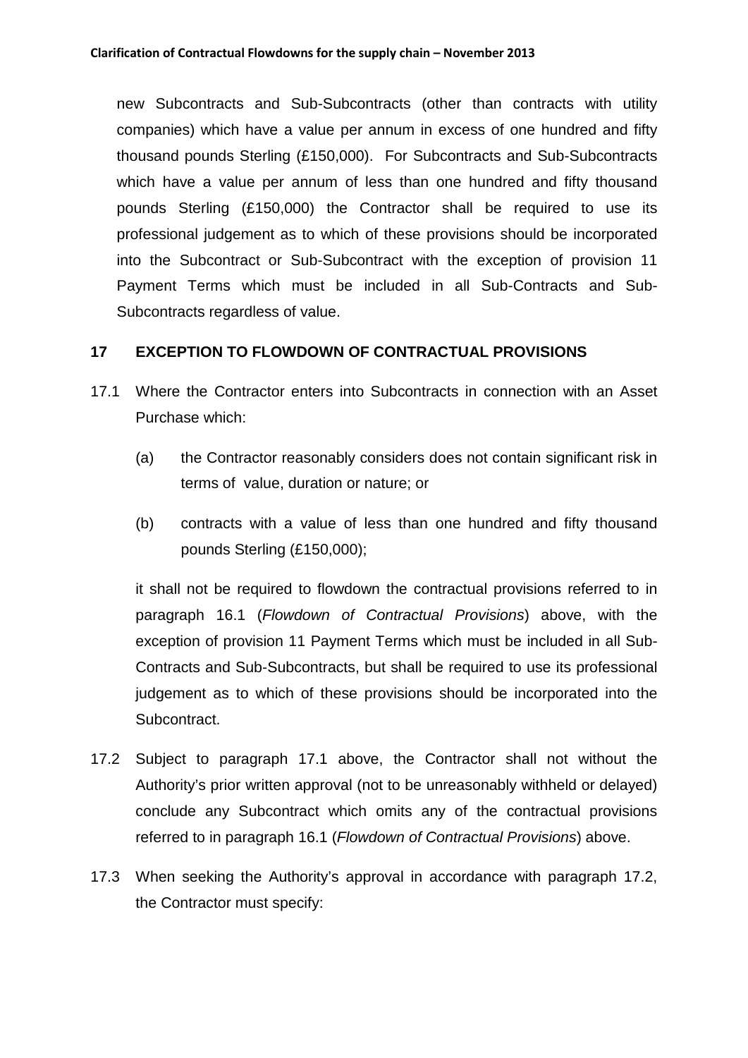new Subcontracts and Sub-Subcontracts (other than contracts with utility companies) which have a value per annum in excess of one hundred and fifty thousand pounds Sterling (£150,000). For Subcontracts and Sub-Subcontracts which have a value per annum of less than one hundred and fifty thousand pounds Sterling (£150,000) the Contractor shall be required to use its professional judgement as to which of these provisions should be incorporated into the Subcontract or Sub-Subcontract with the exception of provision 11 Payment Terms which must be included in all Sub-Contracts and Sub-Subcontracts regardless of value.

## 17 EXCEPTION TO FLOWDOWN OF CONTRACTUAL PROVISIONS

17.1 Where the Contractor enters into Subcontracts in connection with an Asset Purchase which:

(a) the Contractor reasonably considers does not contain significant risk in terms of value, duration or nature; or

(b) contracts with a value of less than one hundred and fifty thousand pounds Sterling (£150,000);

it shall not be required to flowdown the contractual provisions referred to in paragraph 16.1 (*Flowdown of Contractual Provisions*) above, with the exception of provision 11 Payment Terms which must be included in all Sub-Contracts and Sub-Subcontracts, but shall be required to use its professional judgement as to which of these provisions should be incorporated into the Subcontract.

17.2 Subject to paragraph 17.1 above, the Contractor shall not without the Authority's prior written approval (not to be unreasonably withheld or delayed) conclude any Subcontract which omits any of the contractual provisions referred to in paragraph 16.1 (*Flowdown of Contractual Provisions*) above.

17.3 When seeking the Authority's approval in accordance with paragraph 17.2, the Contractor must specify: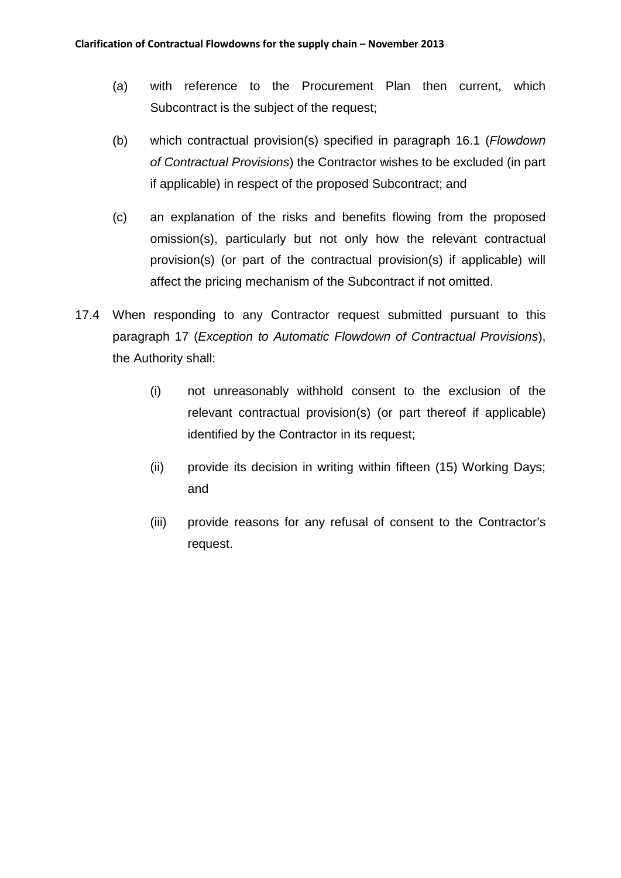(a) with reference to the Procurement Plan then current, which Subcontract is the subject of the request;

(b) which contractual provision(s) specified in paragraph 16.1 (*Flowdown of Contractual Provisions*) the Contractor wishes to be excluded (in part if applicable) in respect of the proposed Subcontract; and

(c) an explanation of the risks and benefits flowing from the proposed omission(s), particularly but not only how the relevant contractual provision(s) (or part of the contractual provision(s) if applicable) will affect the pricing mechanism of the Subcontract if not omitted.

17.4 When responding to any Contractor request submitted pursuant to this paragraph 17 (*Exception to Automatic Flowdown of Contractual Provisions*), the Authority shall:

(i) not unreasonably withhold consent to the exclusion of the relevant contractual provision(s) (or part thereof if applicable) identified by the Contractor in its request;

(ii) provide its decision in writing within fifteen (15) Working Days; and

(iii) provide reasons for any refusal of consent to the Contractor's request.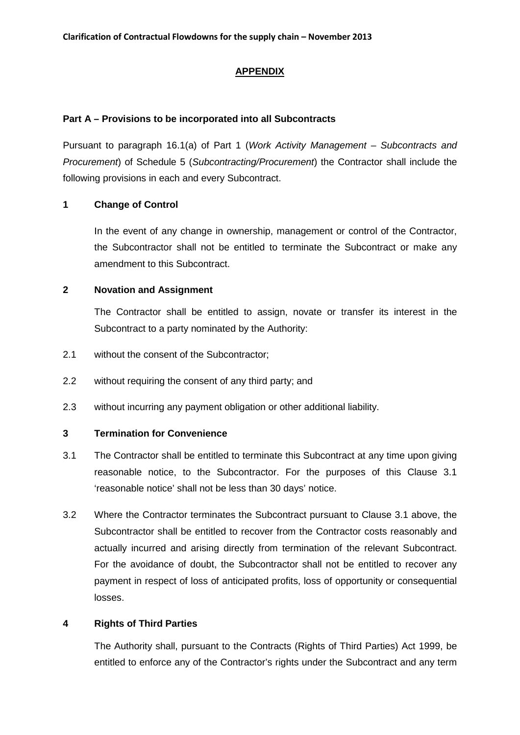## APPENDIX

### Part A – Provisions to be incorporated into all Subcontracts

Pursuant to paragraph 16.1(a) of Part 1 (*Work Activity Management – Subcontracts and Procurement*) of Schedule 5 (*Subcontracting/Procurement*) the Contractor shall include the following provisions in each and every Subcontract.

**1 Change of Control**

In the event of any change in ownership, management or control of the Contractor, the Subcontractor shall not be entitled to terminate the Subcontract or make any amendment to this Subcontract.

**2 Novation and Assignment**

The Contractor shall be entitled to assign, novate or transfer its interest in the Subcontract to a party nominated by the Authority:

2.1 without the consent of the Subcontractor;

2.2 without requiring the consent of any third party; and

2.3 without incurring any payment obligation or other additional liability.

**3 Termination for Convenience**

3.1 The Contractor shall be entitled to terminate this Subcontract at any time upon giving reasonable notice, to the Subcontractor. For the purposes of this Clause 3.1 'reasonable notice' shall not be less than 30 days' notice.

3.2 Where the Contractor terminates the Subcontract pursuant to Clause 3.1 above, the Subcontractor shall be entitled to recover from the Contractor costs reasonably and actually incurred and arising directly from termination of the relevant Subcontract. For the avoidance of doubt, the Subcontractor shall not be entitled to recover any payment in respect of loss of anticipated profits, loss of opportunity or consequential losses.

**4 Rights of Third Parties**

The Authority shall, pursuant to the Contracts (Rights of Third Parties) Act 1999, be entitled to enforce any of the Contractor's rights under the Subcontract and any term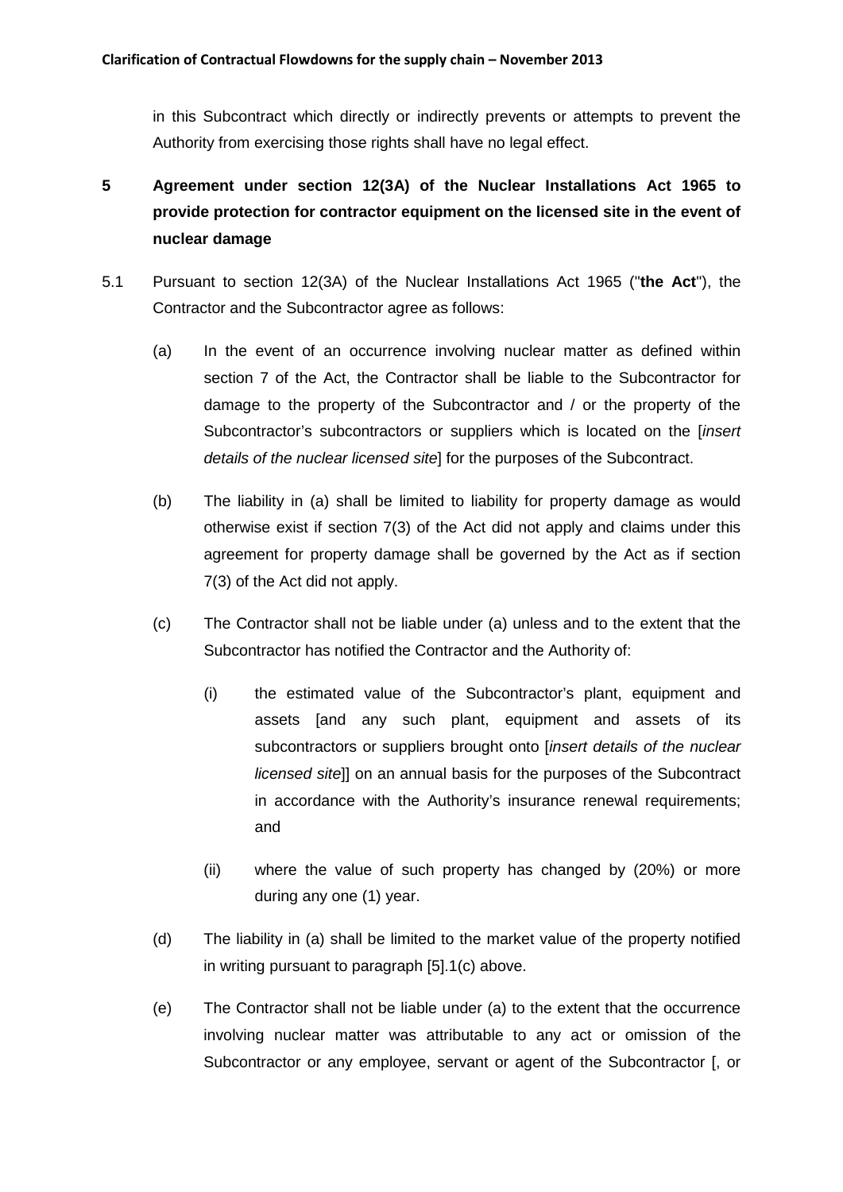in this Subcontract which directly or indirectly prevents or attempts to prevent the Authority from exercising those rights shall have no legal effect.

## 5 Agreement under section 12(3A) of the Nuclear Installations Act 1965 to provide protection for contractor equipment on the licensed site in the event of nuclear damage

5.1 Pursuant to section 12(3A) of the Nuclear Installations Act 1965 ("**the Act**"), the Contractor and the Subcontractor agree as follows:

(a) In the event of an occurrence involving nuclear matter as defined within section 7 of the Act, the Contractor shall be liable to the Subcontractor for damage to the property of the Subcontractor and / or the property of the Subcontractor's subcontractors or suppliers which is located on the [*insert details of the nuclear licensed site*] for the purposes of the Subcontract.

(b) The liability in (a) shall be limited to liability for property damage as would otherwise exist if section 7(3) of the Act did not apply and claims under this agreement for property damage shall be governed by the Act as if section 7(3) of the Act did not apply.

(c) The Contractor shall not be liable under (a) unless and to the extent that the Subcontractor has notified the Contractor and the Authority of:

(i) the estimated value of the Subcontractor's plant, equipment and assets [and any such plant, equipment and assets of its subcontractors or suppliers brought onto [*insert details of the nuclear licensed site*]] on an annual basis for the purposes of the Subcontract in accordance with the Authority's insurance renewal requirements; and

(ii) where the value of such property has changed by (20%) or more during any one (1) year.

(d) The liability in (a) shall be limited to the market value of the property notified in writing pursuant to paragraph [5].1(c) above.

(e) The Contractor shall not be liable under (a) to the extent that the occurrence involving nuclear matter was attributable to any act or omission of the Subcontractor or any employee, servant or agent of the Subcontractor [, or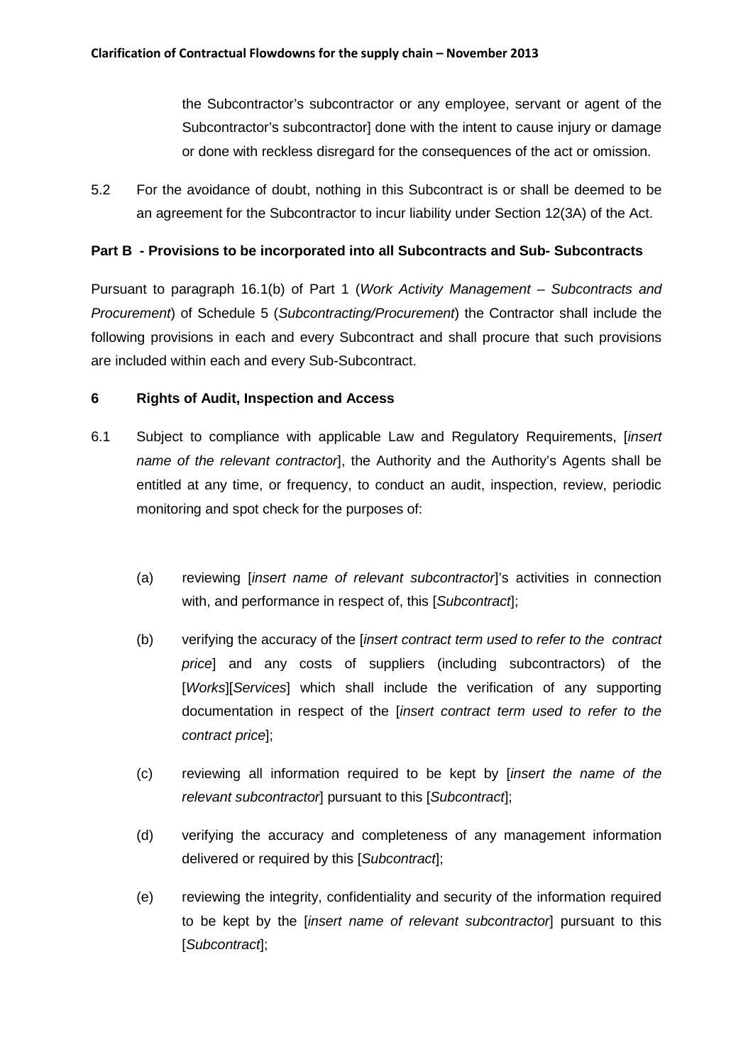the Subcontractor's subcontractor or any employee, servant or agent of the Subcontractor's subcontractor] done with the intent to cause injury or damage or done with reckless disregard for the consequences of the act or omission.

5.2 For the avoidance of doubt, nothing in this Subcontract is or shall be deemed to be an agreement for the Subcontractor to incur liability under Section 12(3A) of the Act.

**Part B - Provisions to be incorporated into all Subcontracts and Sub- Subcontracts**

Pursuant to paragraph 16.1(b) of Part 1 (*Work Activity Management – Subcontracts and Procurement*) of Schedule 5 (*Subcontracting/Procurement*) the Contractor shall include the following provisions in each and every Subcontract and shall procure that such provisions are included within each and every Sub-Subcontract.

**6 Rights of Audit, Inspection and Access**

6.1 Subject to compliance with applicable Law and Regulatory Requirements, [*insert name of the relevant contractor*], the Authority and the Authority's Agents shall be entitled at any time, or frequency, to conduct an audit, inspection, review, periodic monitoring and spot check for the purposes of:

(a) reviewing [*insert name of relevant subcontractor*]'s activities in connection with, and performance in respect of, this [*Subcontract*];

(b) verifying the accuracy of the [*insert contract term used to refer to the contract price*] and any costs of suppliers (including subcontractors) of the [*Works*][*Services*] which shall include the verification of any supporting documentation in respect of the [*insert contract term used to refer to the contract price*];

(c) reviewing all information required to be kept by [*insert the name of the relevant subcontractor*] pursuant to this [*Subcontract*];

(d) verifying the accuracy and completeness of any management information delivered or required by this [*Subcontract*];

(e) reviewing the integrity, confidentiality and security of the information required to be kept by the [*insert name of relevant subcontractor*] pursuant to this [*Subcontract*];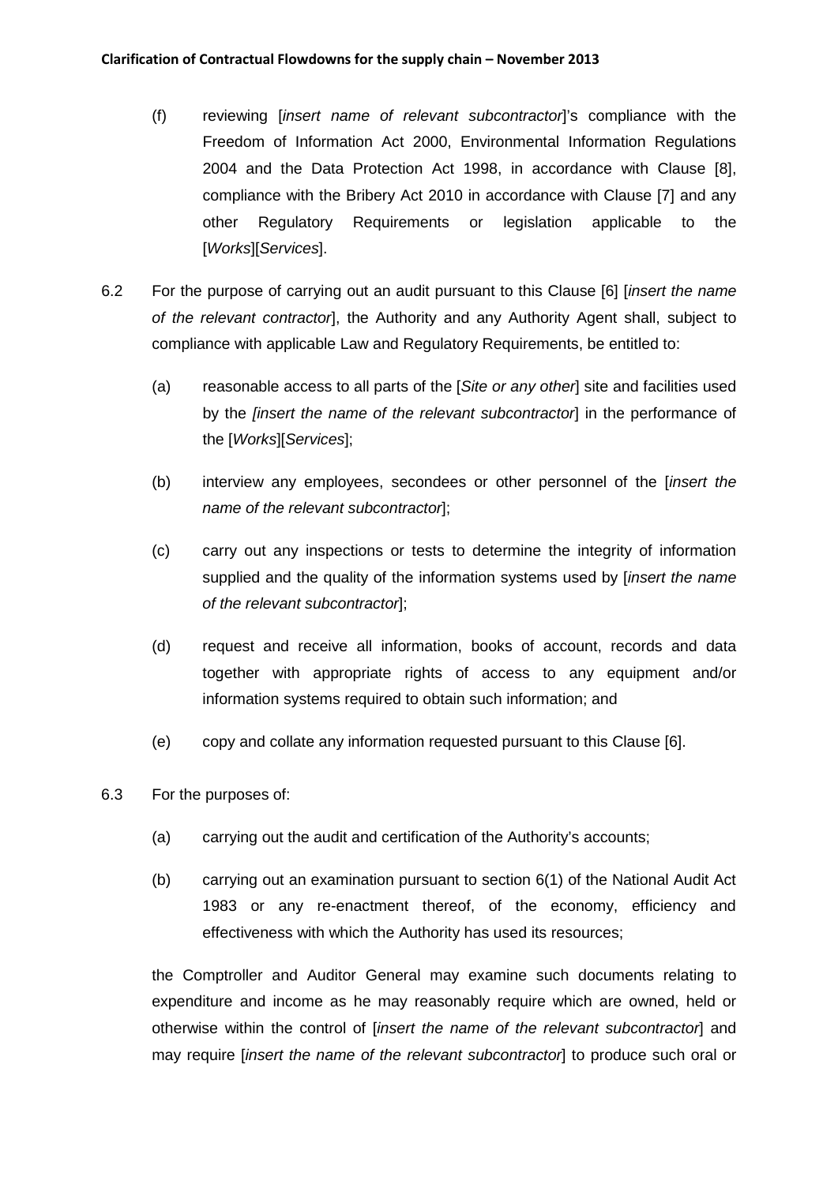(f) reviewing [*insert name of relevant subcontractor*]'s compliance with the Freedom of Information Act 2000, Environmental Information Regulations 2004 and the Data Protection Act 1998, in accordance with Clause [8], compliance with the Bribery Act 2010 in accordance with Clause [7] and any other Regulatory Requirements or legislation applicable to the [*Works*][*Services*].

6.2 For the purpose of carrying out an audit pursuant to this Clause [6] [*insert the name of the relevant contractor*], the Authority and any Authority Agent shall, subject to compliance with applicable Law and Regulatory Requirements, be entitled to:

(a) reasonable access to all parts of the [*Site or any other*] site and facilities used by the [*insert the name of the relevant subcontractor*] in the performance of the [*Works*][*Services*];

(b) interview any employees, secondees or other personnel of the [*insert the name of the relevant subcontractor*];

(c) carry out any inspections or tests to determine the integrity of information supplied and the quality of the information systems used by [*insert the name of the relevant subcontractor*];

(d) request and receive all information, books of account, records and data together with appropriate rights of access to any equipment and/or information systems required to obtain such information; and

(e) copy and collate any information requested pursuant to this Clause [6].

6.3 For the purposes of:

(a) carrying out the audit and certification of the Authority's accounts;

(b) carrying out an examination pursuant to section 6(1) of the National Audit Act 1983 or any re-enactment thereof, of the economy, efficiency and effectiveness with which the Authority has used its resources;

the Comptroller and Auditor General may examine such documents relating to expenditure and income as he may reasonably require which are owned, held or otherwise within the control of [*insert the name of the relevant subcontractor*] and may require [*insert the name of the relevant subcontractor*] to produce such oral or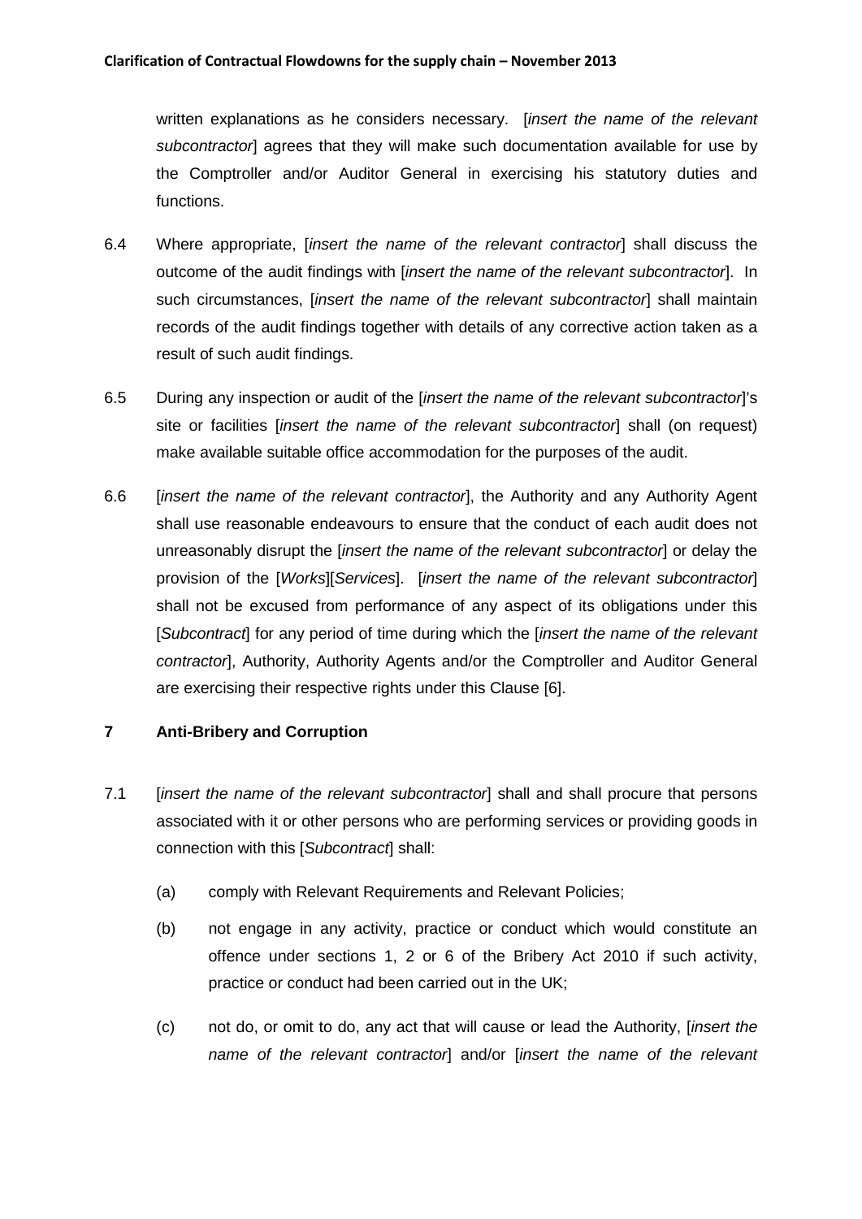written explanations as he considers necessary. [*insert the name of the relevant subcontractor*] agrees that they will make such documentation available for use by the Comptroller and/or Auditor General in exercising his statutory duties and functions.

6.4 Where appropriate, [*insert the name of the relevant contractor*] shall discuss the outcome of the audit findings with [*insert the name of the relevant subcontractor*]. In such circumstances, [*insert the name of the relevant subcontractor*] shall maintain records of the audit findings together with details of any corrective action taken as a result of such audit findings.

6.5 During any inspection or audit of the [*insert the name of the relevant subcontractor*]'s site or facilities [*insert the name of the relevant subcontractor*] shall (on request) make available suitable office accommodation for the purposes of the audit.

6.6 [*insert the name of the relevant contractor*], the Authority and any Authority Agent shall use reasonable endeavours to ensure that the conduct of each audit does not unreasonably disrupt the [*insert the name of the relevant subcontractor*] or delay the provision of the [*Works*][*Services*]. [*insert the name of the relevant subcontractor*] shall not be excused from performance of any aspect of its obligations under this [*Subcontract*] for any period of time during which the [*insert the name of the relevant contractor*], Authority, Authority Agents and/or the Comptroller and Auditor General are exercising their respective rights under this Clause [6].

## 7 Anti-Bribery and Corruption

7.1 [*insert the name of the relevant subcontractor*] shall and shall procure that persons associated with it or other persons who are performing services or providing goods in connection with this [*Subcontract*] shall:

(a) comply with Relevant Requirements and Relevant Policies;

(b) not engage in any activity, practice or conduct which would constitute an offence under sections 1, 2 or 6 of the Bribery Act 2010 if such activity, practice or conduct had been carried out in the UK;

(c) not do, or omit to do, any act that will cause or lead the Authority, [*insert the name of the relevant contractor*] and/or [*insert the name of the relevant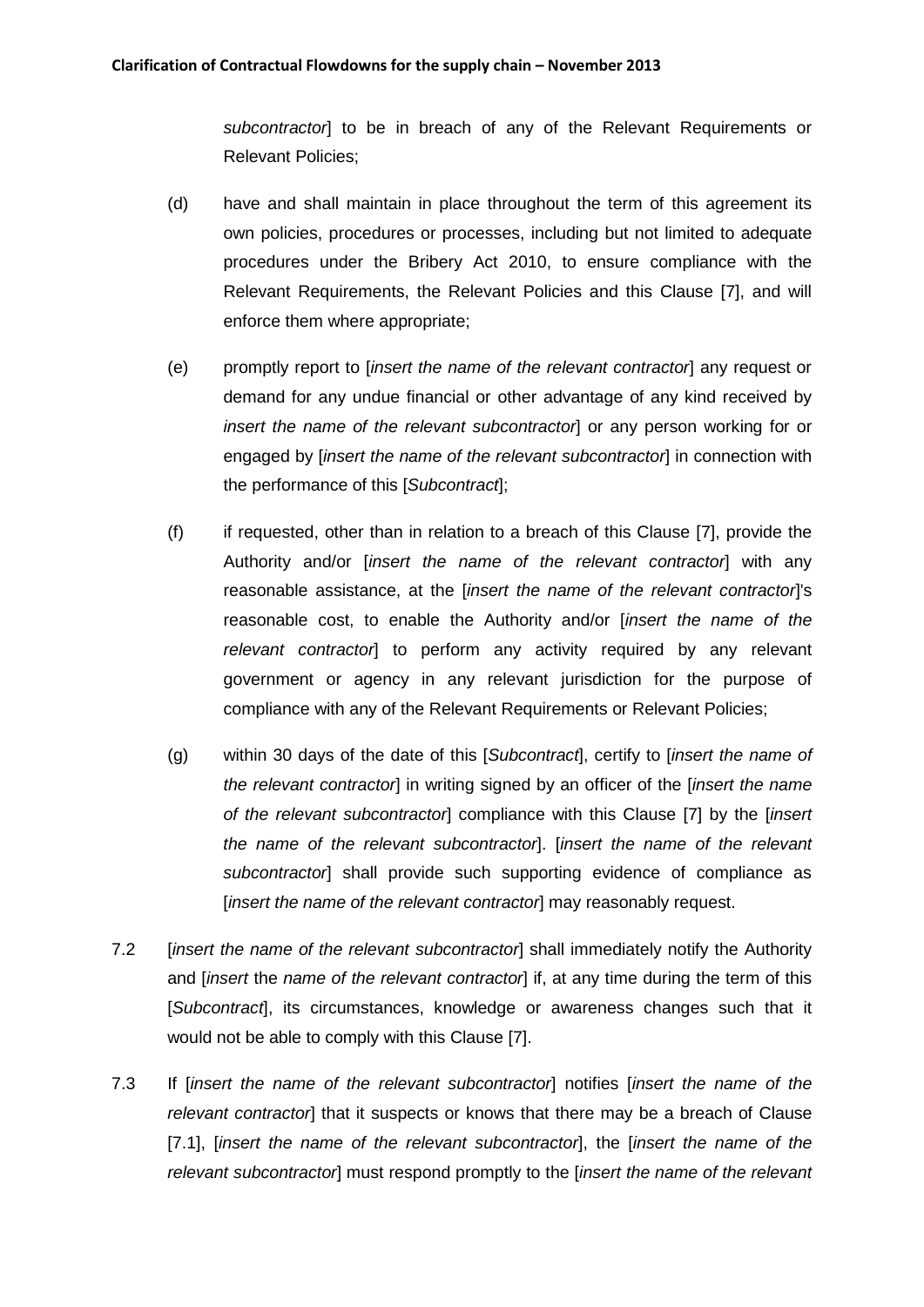*subcontractor*] to be in breach of any of the Relevant Requirements or Relevant Policies;

(d) have and shall maintain in place throughout the term of this agreement its own policies, procedures or processes, including but not limited to adequate procedures under the Bribery Act 2010, to ensure compliance with the Relevant Requirements, the Relevant Policies and this Clause [7], and will enforce them where appropriate;

(e) promptly report to [*insert the name of the relevant contractor*] any request or demand for any undue financial or other advantage of any kind received by *insert the name of the relevant subcontractor*] or any person working for or engaged by [*insert the name of the relevant subcontractor*] in connection with the performance of this [*Subcontract*];

(f) if requested, other than in relation to a breach of this Clause [7], provide the Authority and/or [*insert the name of the relevant contractor*] with any reasonable assistance, at the [*insert the name of the relevant contractor*]'s reasonable cost, to enable the Authority and/or [*insert the name of the relevant contractor*] to perform any activity required by any relevant government or agency in any relevant jurisdiction for the purpose of compliance with any of the Relevant Requirements or Relevant Policies;

(g) within 30 days of the date of this [*Subcontract*], certify to [*insert the name of the relevant contractor*] in writing signed by an officer of the [*insert the name of the relevant subcontractor*] compliance with this Clause [7] by the [*insert the name of the relevant subcontractor*]. [*insert the name of the relevant subcontractor*] shall provide such supporting evidence of compliance as [*insert the name of the relevant contractor*] may reasonably request.

7.2 [*insert the name of the relevant subcontractor*] shall immediately notify the Authority and [*insert* the *name of the relevant contractor*] if, at any time during the term of this [*Subcontract*], its circumstances, knowledge or awareness changes such that it would not be able to comply with this Clause [7].

7.3 If [*insert the name of the relevant subcontractor*] notifies [*insert the name of the relevant contractor*] that it suspects or knows that there may be a breach of Clause [7.1], [*insert the name of the relevant subcontractor*], the [*insert the name of the relevant subcontractor*] must respond promptly to the [*insert the name of the relevant*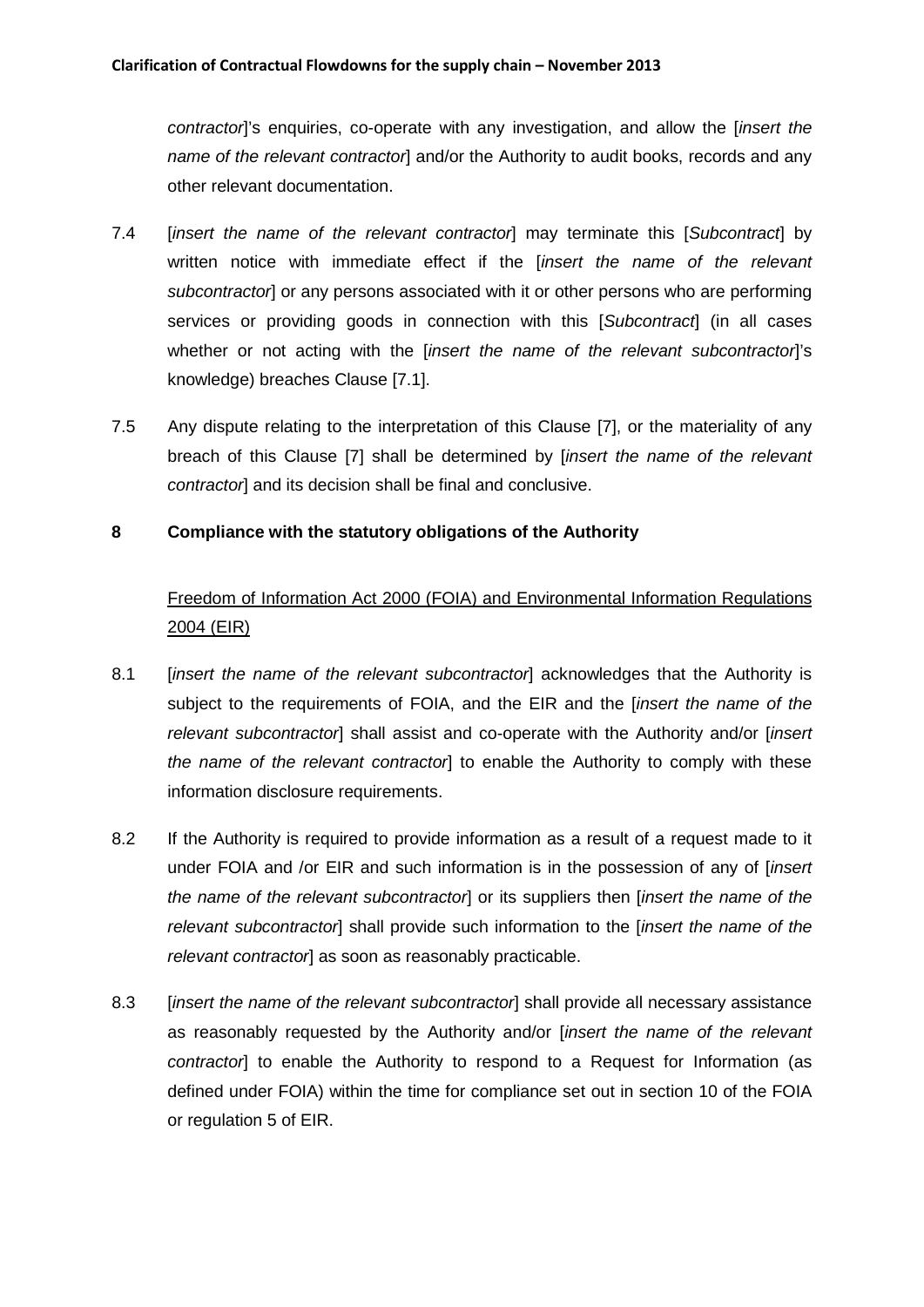*contractor*]'s enquiries, co-operate with any investigation, and allow the [*insert the name of the relevant contractor*] and/or the Authority to audit books, records and any other relevant documentation.

7.4 [*insert the name of the relevant contractor*] may terminate this [*Subcontract*] by written notice with immediate effect if the [*insert the name of the relevant subcontractor*] or any persons associated with it or other persons who are performing services or providing goods in connection with this [*Subcontract*] (in all cases whether or not acting with the [*insert the name of the relevant subcontractor*]'s knowledge) breaches Clause [7.1].

7.5 Any dispute relating to the interpretation of this Clause [7], or the materiality of any breach of this Clause [7] shall be determined by [*insert the name of the relevant contractor*] and its decision shall be final and conclusive.

## 8 Compliance with the statutory obligations of the Authority

<u>Freedom of Information Act 2000 (FOIA) and Environmental Information Regulations 2004 (EIR)</u>

8.1 [*insert the name of the relevant subcontractor*] acknowledges that the Authority is subject to the requirements of FOIA, and the EIR and the [*insert the name of the relevant subcontractor*] shall assist and co-operate with the Authority and/or [*insert the name of the relevant contractor*] to enable the Authority to comply with these information disclosure requirements.

8.2 If the Authority is required to provide information as a result of a request made to it under FOIA and /or EIR and such information is in the possession of any of [*insert the name of the relevant subcontractor*] or its suppliers then [*insert the name of the relevant subcontractor*] shall provide such information to the [*insert the name of the relevant contractor*] as soon as reasonably practicable.

8.3 [*insert the name of the relevant subcontractor*] shall provide all necessary assistance as reasonably requested by the Authority and/or [*insert the name of the relevant contractor*] to enable the Authority to respond to a Request for Information (as defined under FOIA) within the time for compliance set out in section 10 of the FOIA or regulation 5 of EIR.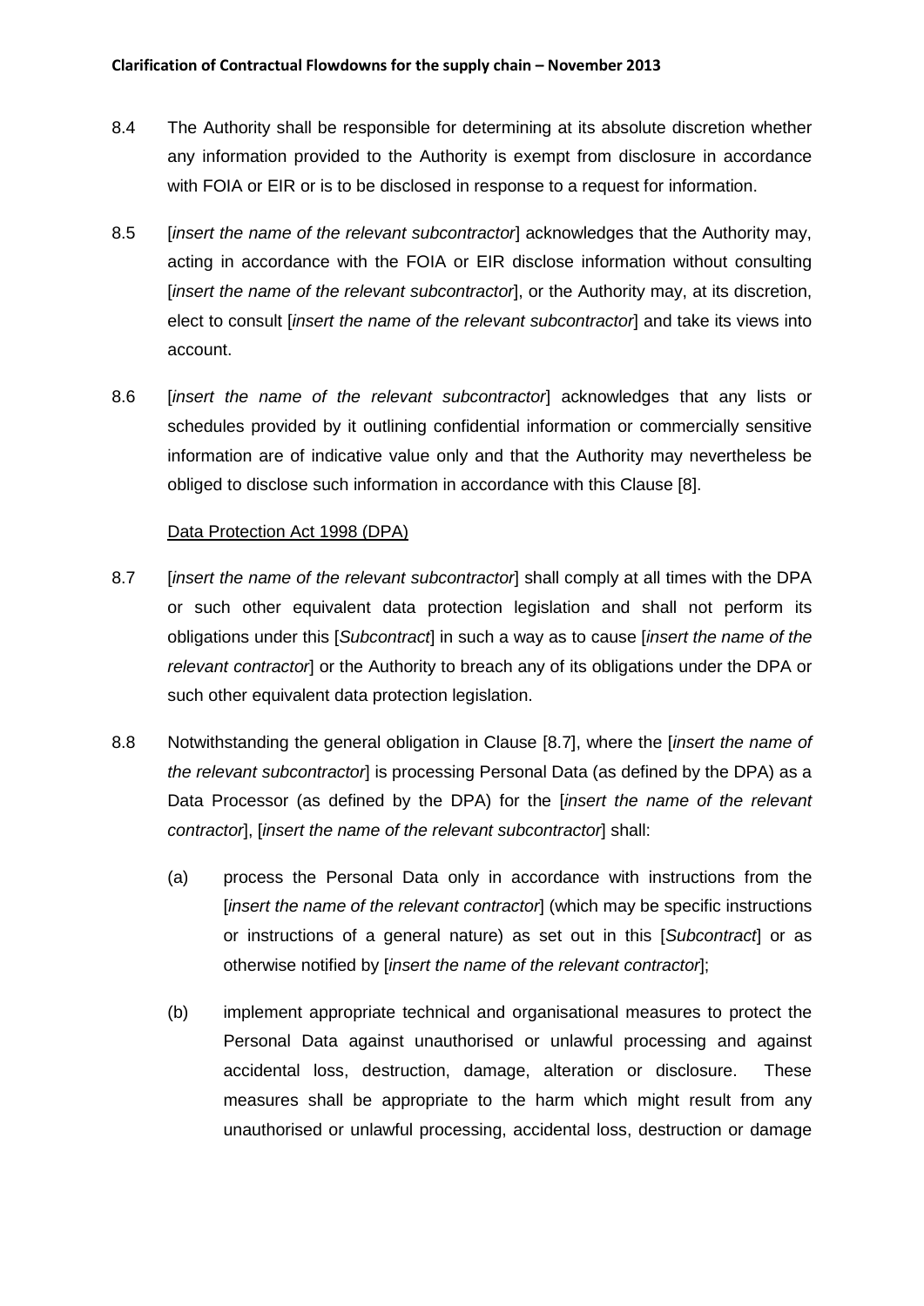8.4 The Authority shall be responsible for determining at its absolute discretion whether any information provided to the Authority is exempt from disclosure in accordance with FOIA or EIR or is to be disclosed in response to a request for information.

8.5 [*insert the name of the relevant subcontractor*] acknowledges that the Authority may, acting in accordance with the FOIA or EIR disclose information without consulting [*insert the name of the relevant subcontractor*], or the Authority may, at its discretion, elect to consult [*insert the name of the relevant subcontractor*] and take its views into account.

8.6 [*insert the name of the relevant subcontractor*] acknowledges that any lists or schedules provided by it outlining confidential information or commercially sensitive information are of indicative value only and that the Authority may nevertheless be obliged to disclose such information in accordance with this Clause [8].

<u>Data Protection Act 1998 (DPA)</u>

8.7 [*insert the name of the relevant subcontractor*] shall comply at all times with the DPA or such other equivalent data protection legislation and shall not perform its obligations under this [*Subcontract*] in such a way as to cause [*insert the name of the relevant contractor*] or the Authority to breach any of its obligations under the DPA or such other equivalent data protection legislation.

8.8 Notwithstanding the general obligation in Clause [8.7], where the [*insert the name of the relevant subcontractor*] is processing Personal Data (as defined by the DPA) as a Data Processor (as defined by the DPA) for the [*insert the name of the relevant contractor*], [*insert the name of the relevant subcontractor*] shall:

(a) process the Personal Data only in accordance with instructions from the [*insert the name of the relevant contractor*] (which may be specific instructions or instructions of a general nature) as set out in this [*Subcontract*] or as otherwise notified by [*insert the name of the relevant contractor*];

(b) implement appropriate technical and organisational measures to protect the Personal Data against unauthorised or unlawful processing and against accidental loss, destruction, damage, alteration or disclosure. These measures shall be appropriate to the harm which might result from any unauthorised or unlawful processing, accidental loss, destruction or damage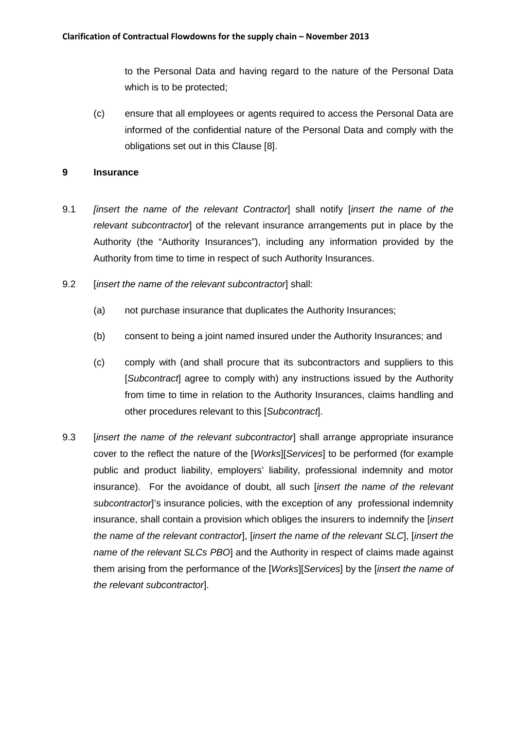to the Personal Data and having regard to the nature of the Personal Data which is to be protected;

(c) ensure that all employees or agents required to access the Personal Data are informed of the confidential nature of the Personal Data and comply with the obligations set out in this Clause [8].

**9 Insurance**

9.1 *[insert the name of the relevant Contractor*] shall notify [*insert the name of the relevant subcontractor*] of the relevant insurance arrangements put in place by the Authority (the "Authority Insurances"), including any information provided by the Authority from time to time in respect of such Authority Insurances.

9.2 [*insert the name of the relevant subcontractor*] shall:

(a) not purchase insurance that duplicates the Authority Insurances;

(b) consent to being a joint named insured under the Authority Insurances; and

(c) comply with (and shall procure that its subcontractors and suppliers to this [*Subcontract*] agree to comply with) any instructions issued by the Authority from time to time in relation to the Authority Insurances, claims handling and other procedures relevant to this [*Subcontract*].

9.3 [*insert the name of the relevant subcontractor*] shall arrange appropriate insurance cover to the reflect the nature of the [*Works*][*Services*] to be performed (for example public and product liability, employers' liability, professional indemnity and motor insurance). For the avoidance of doubt, all such [*insert the name of the relevant subcontractor*]'s insurance policies, with the exception of any professional indemnity insurance, shall contain a provision which obliges the insurers to indemnify the [*insert the name of the relevant contractor*], [*insert the name of the relevant SLC*], [*insert the name of the relevant SLCs PBO*] and the Authority in respect of claims made against them arising from the performance of the [*Works*][*Services*] by the [*insert the name of the relevant subcontractor*].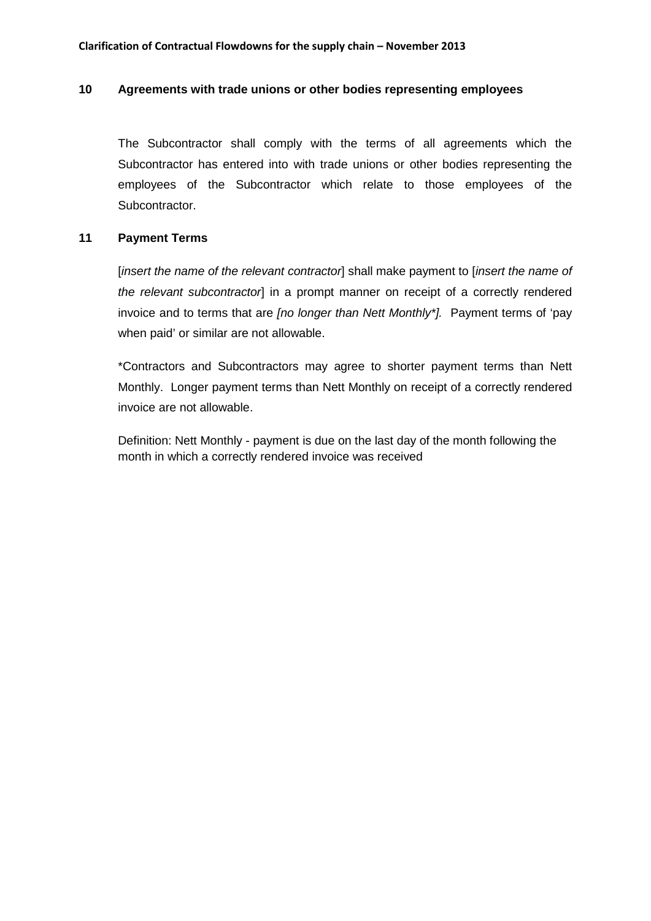## 10 Agreements with trade unions or other bodies representing employees

The Subcontractor shall comply with the terms of all agreements which the Subcontractor has entered into with trade unions or other bodies representing the employees of the Subcontractor which relate to those employees of the Subcontractor.

## 11 Payment Terms

[*insert the name of the relevant contractor*] shall make payment to [*insert the name of the relevant subcontractor*] in a prompt manner on receipt of a correctly rendered invoice and to terms that are *[no longer than Nett Monthly*]*. Payment terms of 'pay when paid' or similar are not allowable.

*Contractors and Subcontractors may agree to shorter payment terms than Nett Monthly. Longer payment terms than Nett Monthly on receipt of a correctly rendered invoice are not allowable.

Definition: Nett Monthly - payment is due on the last day of the month following the month in which a correctly rendered invoice was received